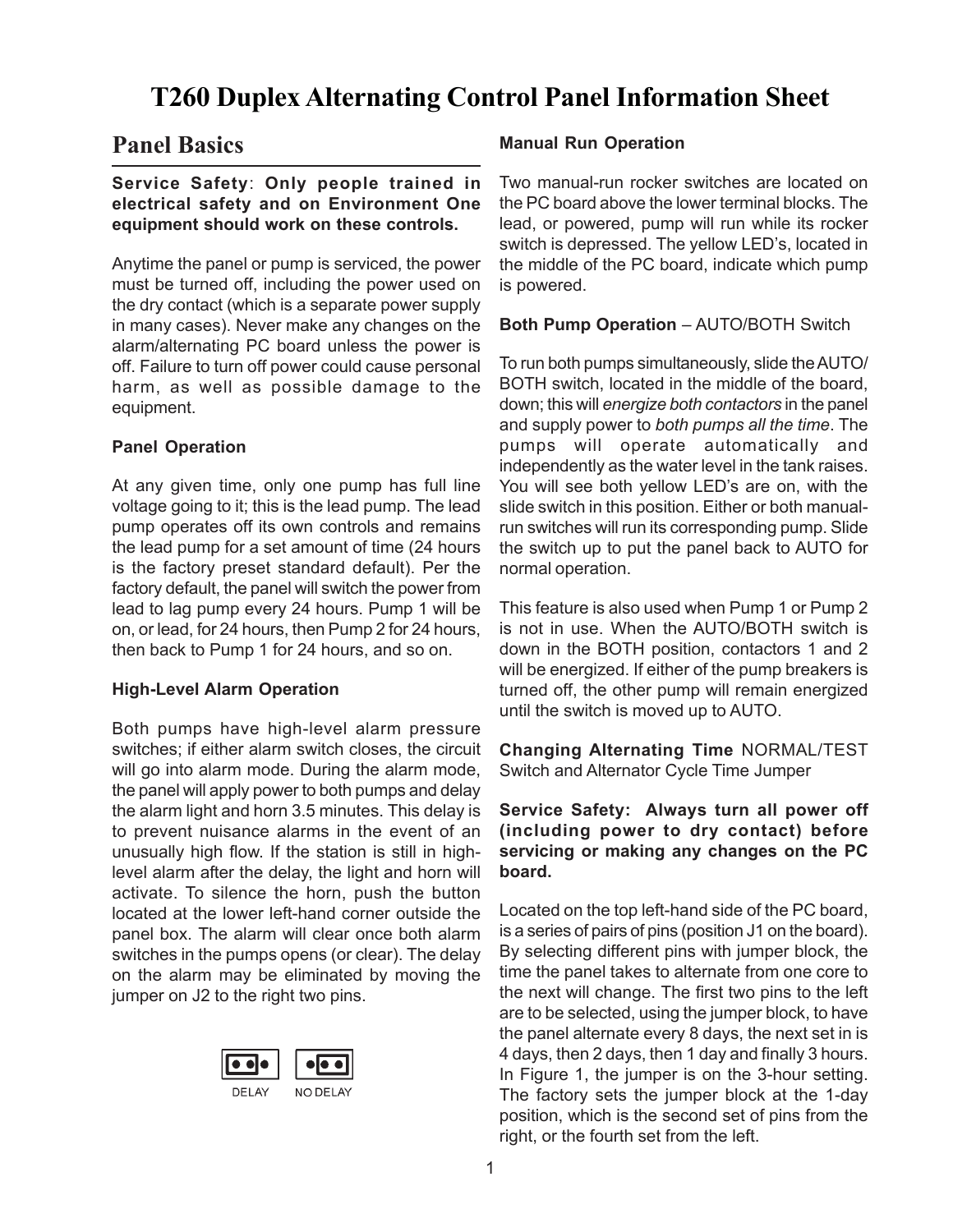# T260 Duplex Alternating Control Panel Information Sheet

## Panel Basics

**Service Safety**: **Only people trained in electrical safety and on Environment One equipment should work on these controls.**

Anytime the panel or pump is serviced, the power must be turned off, including the power used on the dry contact (which is a separate power supply in many cases). Never make any changes on the alarm/alternating PC board unless the power is off. Failure to turn off power could cause personal harm, as well as possible damage to the equipment.

### Panel Operation

At any given time, only one pump has full line voltage going to it; this is the lead pump. The lead pump operates off its own controls and remains the lead pump for a set amount of time (24 hours is the factory preset standard default). Per the factory default, the panel will switch the power from lead to lag pump every 24 hours. Pump 1 will be on, or lead, for 24 hours, then Pump 2 for 24 hours, then back to Pump 1 for 24 hours, and so on.

### High-Level Alarm Operation

Both pumps have high-level alarm pressure switches; if either alarm switch closes, the circuit will go into alarm mode. During the alarm mode, the panel will apply power to both pumps and delay the alarm light and horn 3.5 minutes. This delay is to prevent nuisance alarms in the event of an unusually high flow. If the station is still in high-level alarm after the delay, the light and horn will activate. To silence the horn, push the button located at the lower left-hand corner outside the panel box. The alarm will clear once both alarm switches in the pumps opens (or clear). The delay on the alarm may be eliminated by moving the jumper on J2 to the right two pins.

DELAY     NO DELAY

### Manual Run Operation

Two manual-run rocker switches are located on the PC board above the lower terminal blocks. The lead, or powered, pump will run while its rocker switch is depressed. The yellow LED's, located in the middle of the PC board, indicate which pump is powered.

### Both Pump Operation – AUTO/BOTH Switch

To run both pumps simultaneously, slide the AUTO/BOTH switch, located in the middle of the board, down; this will *energize both contactors* in the panel and supply power to *both pumps all the time*. The pumps will operate automatically and independently as the water level in the tank raises. You will see both yellow LED's are on, with the slide switch in this position. Either or both manual-run switches will run its corresponding pump. Slide the switch up to put the panel back to AUTO for normal operation.

This feature is also used when Pump 1 or Pump 2 is not in use. When the AUTO/BOTH switch is down in the BOTH position, contactors 1 and 2 will be energized. If either of the pump breakers is turned off, the other pump will remain energized until the switch is moved up to AUTO.

**Changing Alternating Time** NORMAL/TEST Switch and Alternator Cycle Time Jumper

**Service Safety: Always turn all power off (including power to dry contact) before servicing or making any changes on the PC board.**

Located on the top left-hand side of the PC board, is a series of pairs of pins (position J1 on the board). By selecting different pins with jumper block, the time the panel takes to alternate from one core to the next will change. The first two pins to the left are to be selected, using the jumper block, to have the panel alternate every 8 days, the next set in is 4 days, then 2 days, then 1 day and finally 3 hours. In Figure 1, the jumper is on the 3-hour setting. The factory sets the jumper block at the 1-day position, which is the second set of pins from the right, or the fourth set from the left.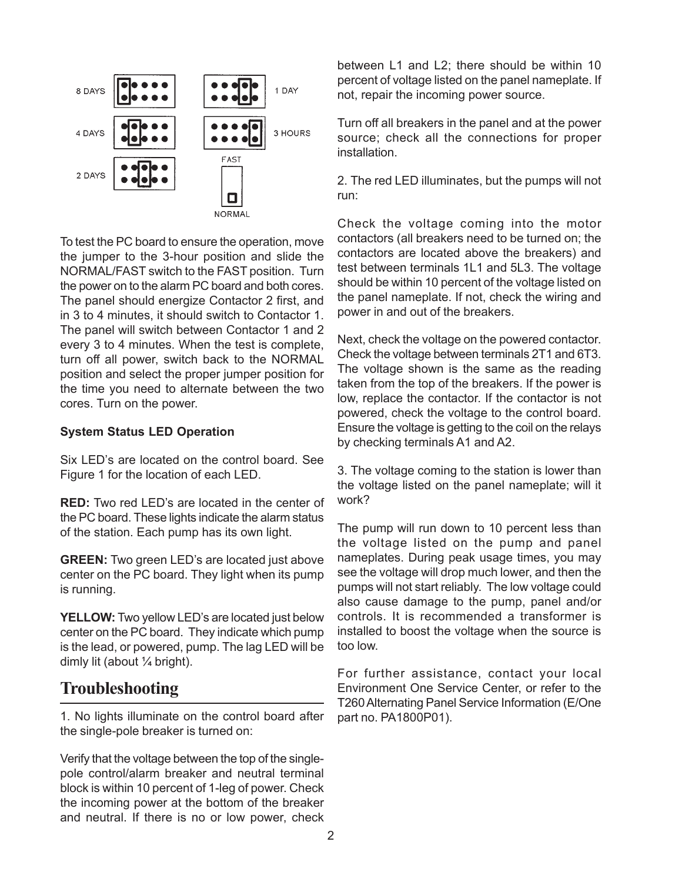8 DAYS

4 DAYS

2 DAYS

1 DAY

3 HOURS

FAST

NORMAL

To test the PC board to ensure the operation, move the jumper to the 3-hour position and slide the NORMAL/FAST switch to the FAST position. Turn the power on to the alarm PC board and both cores. The panel should energize Contactor 2 first, and in 3 to 4 minutes, it should switch to Contactor 1. The panel will switch between Contactor 1 and 2 every 3 to 4 minutes. When the test is complete, turn off all power, switch back to the NORMAL position and select the proper jumper position for the time you need to alternate between the two cores. Turn on the power.

**System Status LED Operation**

Six LED's are located on the control board. See Figure 1 for the location of each LED.

**RED:** Two red LED's are located in the center of the PC board. These lights indicate the alarm status of the station. Each pump has its own light.

**GREEN:** Two green LED's are located just above center on the PC board. They light when its pump is running.

**YELLOW:** Two yellow LED's are located just below center on the PC board. They indicate which pump is the lead, or powered, pump. The lag LED will be dimly lit (about ¼ bright).

## Troubleshooting

1. No lights illuminate on the control board after the single-pole breaker is turned on:

Verify that the voltage between the top of the single-pole control/alarm breaker and neutral terminal block is within 10 percent of 1-leg of power. Check the incoming power at the bottom of the breaker and neutral. If there is no or low power, check between L1 and L2; there should be within 10 percent of voltage listed on the panel nameplate. If not, repair the incoming power source.

Turn off all breakers in the panel and at the power source; check all the connections for proper installation.

2. The red LED illuminates, but the pumps will not run:

Check the voltage coming into the motor contactors (all breakers need to be turned on; the contactors are located above the breakers) and test between terminals 1L1 and 5L3. The voltage should be within 10 percent of the voltage listed on the panel nameplate. If not, check the wiring and power in and out of the breakers.

Next, check the voltage on the powered contactor. Check the voltage between terminals 2T1 and 6T3. The voltage shown is the same as the reading taken from the top of the breakers. If the power is low, replace the contactor. If the contactor is not powered, check the voltage to the control board. Ensure the voltage is getting to the coil on the relays by checking terminals A1 and A2.

3. The voltage coming to the station is lower than the voltage listed on the panel nameplate; will it work?

The pump will run down to 10 percent less than the voltage listed on the pump and panel nameplates. During peak usage times, you may see the voltage will drop much lower, and then the pumps will not start reliably. The low voltage could also cause damage to the pump, panel and/or controls. It is recommended a transformer is installed to boost the voltage when the source is too low.

For further assistance, contact your local Environment One Service Center, or refer to the T260 Alternating Panel Service Information (E/One part no. PA1800P01).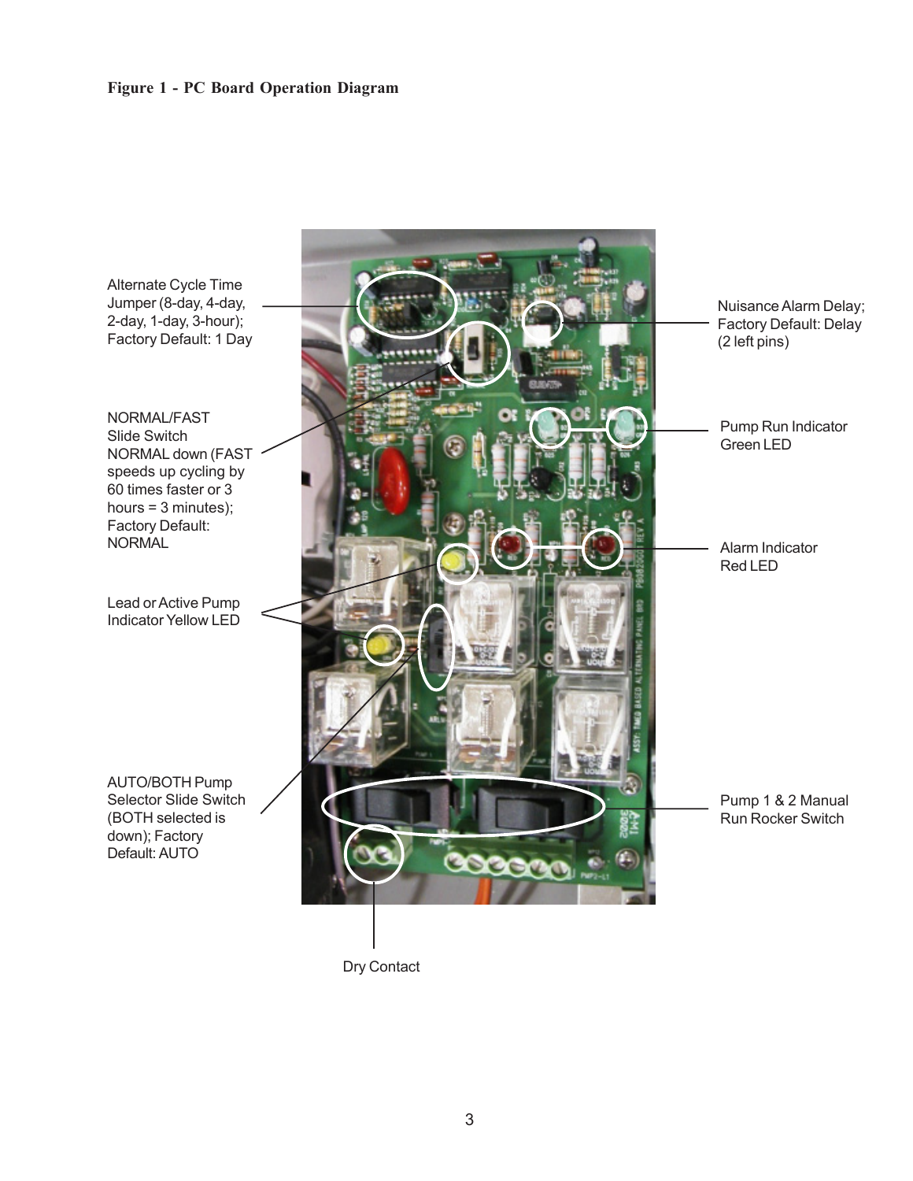**Figure 1 - PC Board Operation Diagram**

Alternate Cycle Time Jumper (8-day, 4-day, 2-day, 1-day, 3-hour); Factory Default: 1 Day

NORMAL/FAST Slide Switch NORMAL down (FAST speeds up cycling by 60 times faster or 3 hours = 3 minutes); Factory Default: NORMAL

Lead or Active Pump Indicator Yellow LED

AUTO/BOTH Pump Selector Slide Switch (BOTH selected is down); Factory Default: AUTO

Nuisance Alarm Delay; Factory Default: Delay (2 left pins)

Pump Run Indicator Green LED

Alarm Indicator Red LED

Pump 1 & 2 Manual Run Rocker Switch

Dry Contact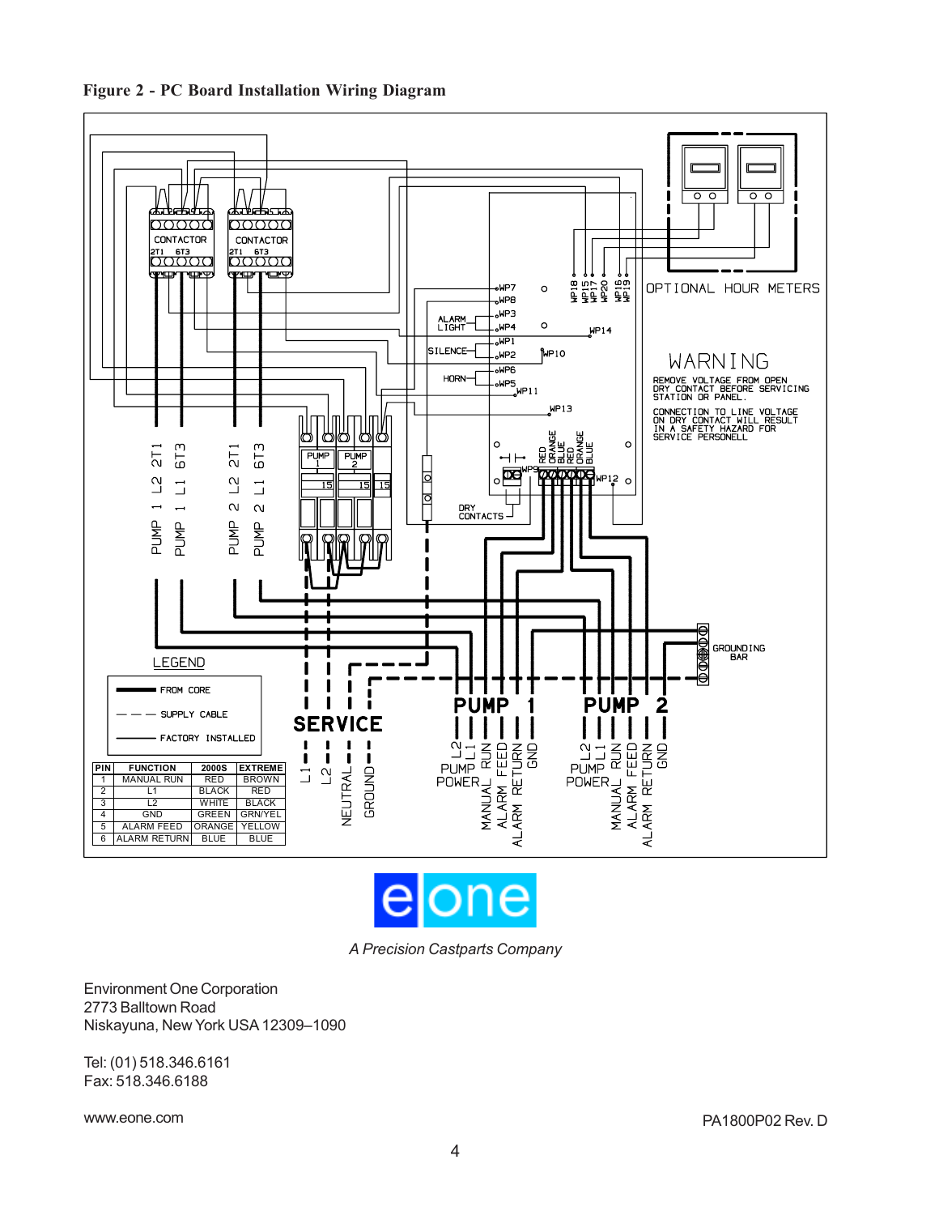**Figure 2 - PC Board Installation Wiring Diagram**

CONTACTOR
2T1 6T3

CONTACTOR
2T1 6T3

OPTIONAL HOUR METERS

WP7
WP8
ALARM LIGHT
WP3
WP4
WP14
SILENCE
WP1
WP2
WP10
HORN
WP6
WP5
WP11
WP13
WP18
WP15
WP17
WP20
WP16
WP19

WARNING
REMOVE VOLTAGE FROM OPEN DRY CONTACT BEFORE SERVICING STATION OR PANEL.
CONNECTION TO LINE VOLTAGE ON DRY CONTACT WILL RESULT IN A SAFETY HAZARD FOR SERVICE PERSONNELL

PUMP 1 L2 2T1
PUMP 1 L1 6T3
PUMP 2 L2 2T1
PUMP 2 L1 6T3

PUMP 1
PUMP 2
15 15 15

WP9
RED ORANGE BLUE RED ORANGE BLUE
WP12
DRY CONTACTS

GROUNDING BAR

LEGEND
FROM CORE
SUPPLY CABLE
FACTORY INSTALLED

SERVICE
L1
L2
NEUTRAL
GROUND

PUMP 1
PUMP POWER L2 L1
MANUAL RUN
ALARM FEED
ALARM RETURN
GND

PUMP 2
PUMP POWER L2 L1
MANUAL RUN
ALARM FEED
ALARM RETURN
GND

| PIN | FUNCTION | 2000S | EXTREME |
|---|---|---|---|
| 1 | MANUAL RUN | RED | BROWN |
| 2 | L1 | BLACK | RED |
| 3 | L2 | WHITE | BLACK |
| 4 | GND | GREEN | GRN/YEL |
| 5 | ALARM FEED | ORANGE | YELLOW |
| 6 | ALARM RETURN | BLUE | BLUE |

eone

*A Precision Castparts Company*

Environment One Corporation
2773 Balltown Road
Niskayuna, New York USA 12309–1090

Tel: (01) 518.346.6161
Fax: 518.346.6188

www.eone.com

PA1800P02 Rev. D